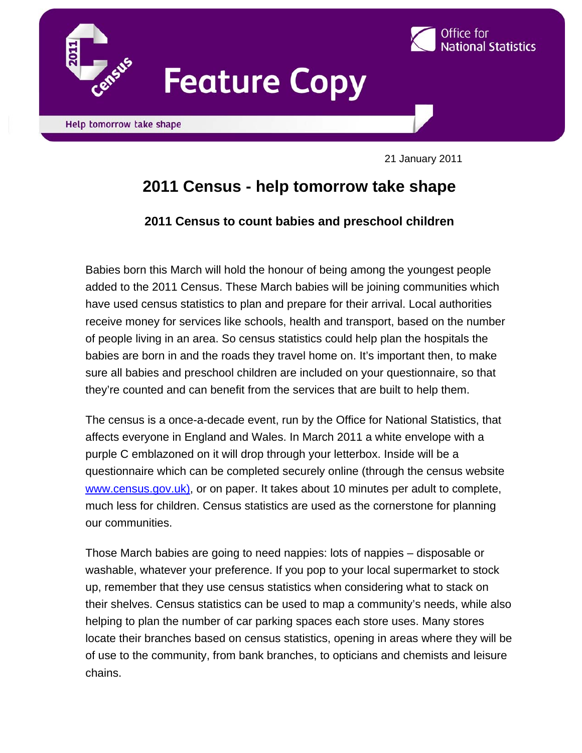Feature Copy

Help tomorrow take shape

21 January 2011

# 2011 Census - help tomorrow take shape

## 2011 Census to count babies and preschool children

Babies born this March will hold the honour of being among the youngest people added to the 2011 Census. These March babies will be joining communities which have used census statistics to plan and prepare for their arrival. Local authorities receive money for services like schools, health and transport, based on the number of people living in an area. So census statistics could help plan the hospitals the babies are born in and the roads they travel home on. It's important then, to make sure all babies and preschool children are included on your questionnaire, so that they're counted and can benefit from the services that are built to help them.

The census is a once-a-decade event, run by the Office for National Statistics, that affects everyone in England and Wales. In March 2011 a white envelope with a purple C emblazoned on it will drop through your letterbox. Inside will be a questionnaire which can be completed securely online (through the census website www.census.gov.uk), or on paper. It takes about 10 minutes per adult to complete, much less for children. Census statistics are used as the cornerstone for planning our communities.

Those March babies are going to need nappies: lots of nappies – disposable or washable, whatever your preference. If you pop to your local supermarket to stock up, remember that they use census statistics when considering what to stack on their shelves. Census statistics can be used to map a community's needs, while also helping to plan the number of car parking spaces each store uses. Many stores locate their branches based on census statistics, opening in areas where they will be of use to the community, from bank branches, to opticians and chemists and leisure chains.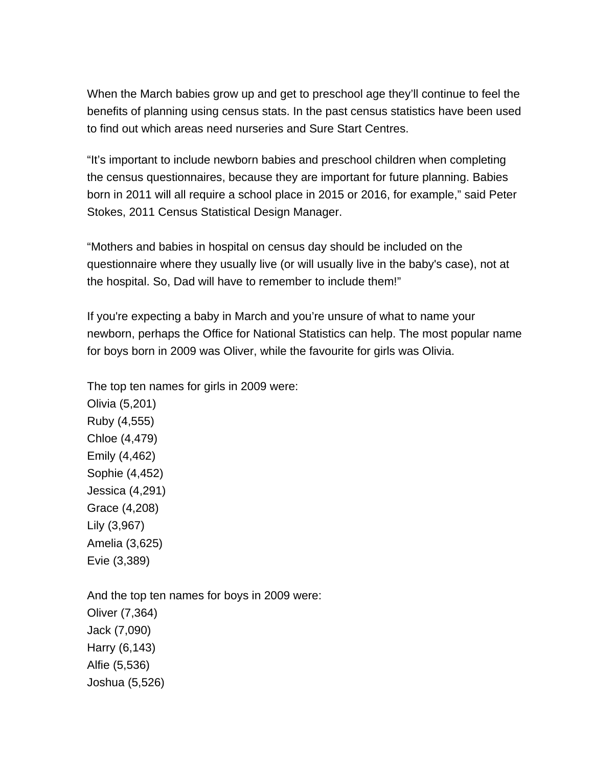When the March babies grow up and get to preschool age they'll continue to feel the benefits of planning using census stats. In the past census statistics have been used to find out which areas need nurseries and Sure Start Centres.

"It's important to include newborn babies and preschool children when completing the census questionnaires, because they are important for future planning. Babies born in 2011 will all require a school place in 2015 or 2016, for example," said Peter Stokes, 2011 Census Statistical Design Manager.

"Mothers and babies in hospital on census day should be included on the questionnaire where they usually live (or will usually live in the baby's case), not at the hospital. So, Dad will have to remember to include them!"

If you're expecting a baby in March and you're unsure of what to name your newborn, perhaps the Office for National Statistics can help. The most popular name for boys born in 2009 was Oliver, while the favourite for girls was Olivia.

The top ten names for girls in 2009 were:
Olivia (5,201)
Ruby (4,555)
Chloe (4,479)
Emily (4,462)
Sophie (4,452)
Jessica (4,291)
Grace (4,208)
Lily (3,967)
Amelia (3,625)
Evie (3,389)

And the top ten names for boys in 2009 were:
Oliver (7,364)
Jack (7,090)
Harry (6,143)
Alfie (5,536)
Joshua (5,526)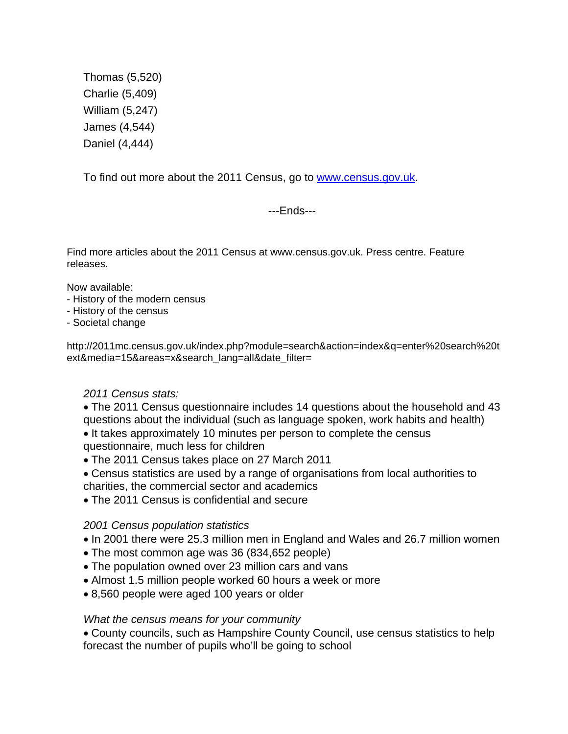Thomas (5,520)
Charlie (5,409)
William (5,247)
James (4,544)
Daniel (4,444)

To find out more about the 2011 Census, go to [www.census.gov.uk](http://www.census.gov.uk).

---Ends---

Find more articles about the 2011 Census at www.census.gov.uk. Press centre. Feature releases.

Now available:
- History of the modern census
- History of the census
- Societal change

http://2011mc.census.gov.uk/index.php?module=search&action=index&q=enter%20search%20text&media=15&areas=x&search_lang=all&date_filter=

*2011 Census stats:*

- The 2011 Census questionnaire includes 14 questions about the household and 43 questions about the individual (such as language spoken, work habits and health)
- It takes approximately 10 minutes per person to complete the census questionnaire, much less for children
- The 2011 Census takes place on 27 March 2011
- Census statistics are used by a range of organisations from local authorities to charities, the commercial sector and academics
- The 2011 Census is confidential and secure

*2001 Census population statistics*

- In 2001 there were 25.3 million men in England and Wales and 26.7 million women
- The most common age was 36 (834,652 people)
- The population owned over 23 million cars and vans
- Almost 1.5 million people worked 60 hours a week or more
- 8,560 people were aged 100 years or older

*What the census means for your community*

- County councils, such as Hampshire County Council, use census statistics to help forecast the number of pupils who'll be going to school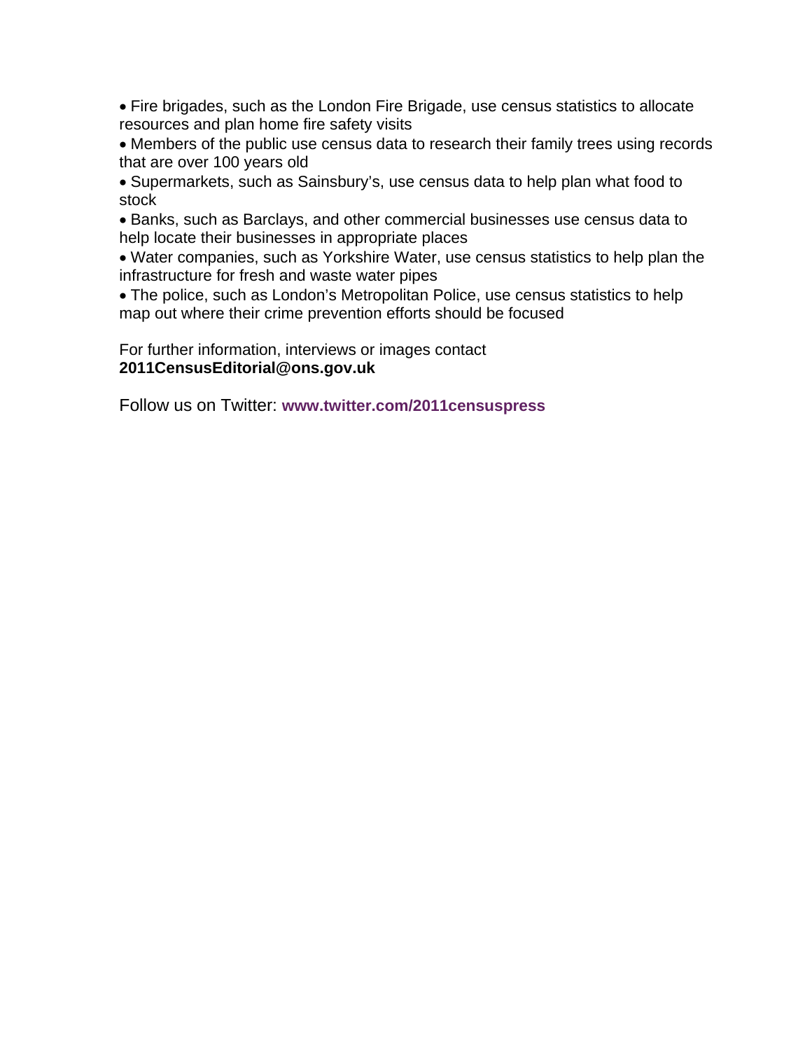- Fire brigades, such as the London Fire Brigade, use census statistics to allocate resources and plan home fire safety visits
- Members of the public use census data to research their family trees using records that are over 100 years old
- Supermarkets, such as Sainsbury's, use census data to help plan what food to stock
- Banks, such as Barclays, and other commercial businesses use census data to help locate their businesses in appropriate places
- Water companies, such as Yorkshire Water, use census statistics to help plan the infrastructure for fresh and waste water pipes
- The police, such as London's Metropolitan Police, use census statistics to help map out where their crime prevention efforts should be focused

For further information, interviews or images contact
**2011CensusEditorial@ons.gov.uk**

Follow us on Twitter: **www.twitter.com/2011censuspress**